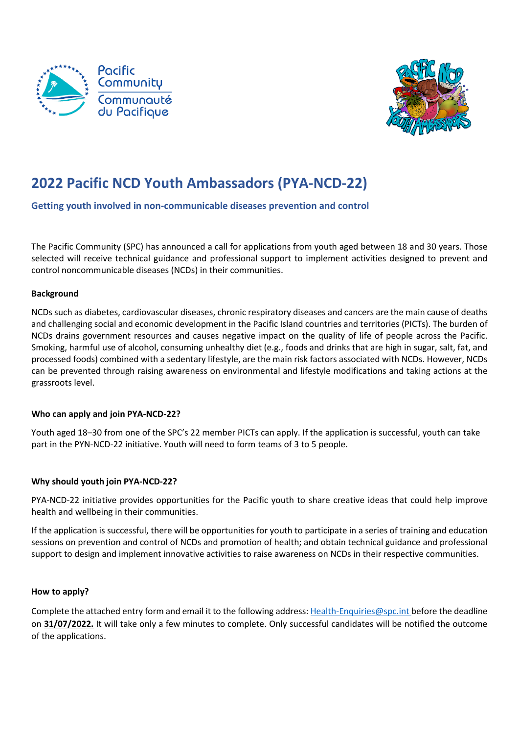# 2022 Pacific NCD Youth Ambassadors (PYA-NCD-22)

## Getting youth involved in non-communicable diseases prevention and control

The Pacific Community (SPC) has announced a call for applications from youth aged between 18 and 30 years. Those selected will receive technical guidance and professional support to implement activities designed to prevent and control noncommunicable diseases (NCDs) in their communities.

**Background**

NCDs such as diabetes, cardiovascular diseases, chronic respiratory diseases and cancers are the main cause of deaths and challenging social and economic development in the Pacific Island countries and territories (PICTs). The burden of NCDs drains government resources and causes negative impact on the quality of life of people across the Pacific. Smoking, harmful use of alcohol, consuming unhealthy diet (e.g., foods and drinks that are high in sugar, salt, fat, and processed foods) combined with a sedentary lifestyle, are the main risk factors associated with NCDs. However, NCDs can be prevented through raising awareness on environmental and lifestyle modifications and taking actions at the grassroots level.

**Who can apply and join PYA-NCD-22?**

Youth aged 18–30 from one of the SPC's 22 member PICTs can apply. If the application is successful, youth can take part in the PYN-NCD-22 initiative. Youth will need to form teams of 3 to 5 people.

**Why should youth join PYA-NCD-22?**

PYA-NCD-22 initiative provides opportunities for the Pacific youth to share creative ideas that could help improve health and wellbeing in their communities.

If the application is successful, there will be opportunities for youth to participate in a series of training and education sessions on prevention and control of NCDs and promotion of health; and obtain technical guidance and professional support to design and implement innovative activities to raise awareness on NCDs in their respective communities.

**How to apply?**

Complete the attached entry form and email it to the following address: Health-Enquiries@spc.int before the deadline on **31/07/2022.** It will take only a few minutes to complete. Only successful candidates will be notified the outcome of the applications.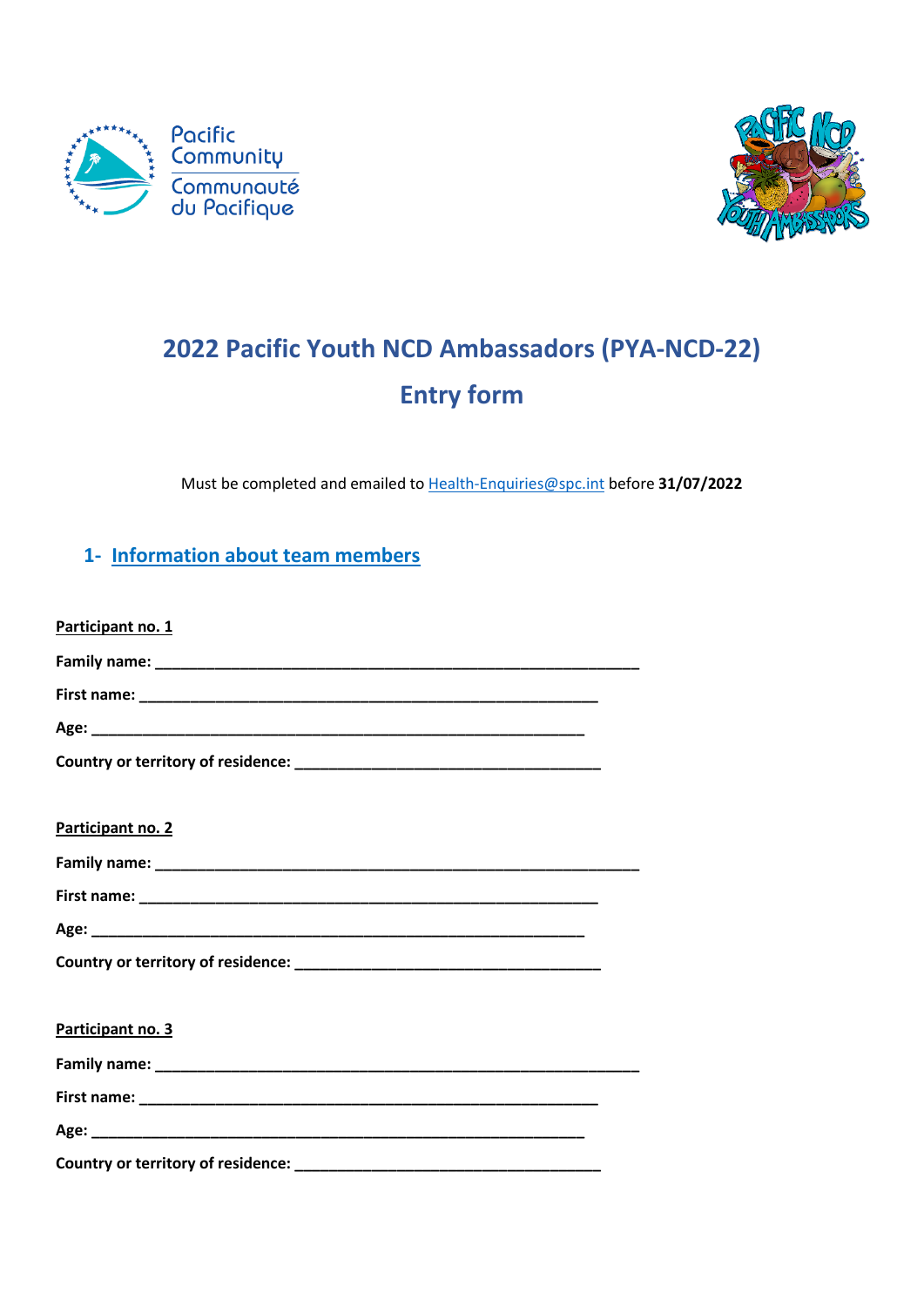Pacific Community
Communauté du Pacifique

# 2022 Pacific Youth NCD Ambassadors (PYA-NCD-22)

# Entry form

Must be completed and emailed to Health-Enquiries@spc.int before **31/07/2022**

## 1- Information about team members

**Participant no. 1**

**Family name:** ____________________________________________________________

**First name:** ______________________________________________________

**Age:** __________________________________________________________

**Country or territory of residence:** ____________________________________

**Participant no. 2**

**Family name:** ____________________________________________________________

**First name:** ______________________________________________________

**Age:** __________________________________________________________

**Country or territory of residence:** ____________________________________

**Participant no. 3**

**Family name:** ____________________________________________________________

**First name:** ______________________________________________________

**Age:** __________________________________________________________

**Country or territory of residence:** ____________________________________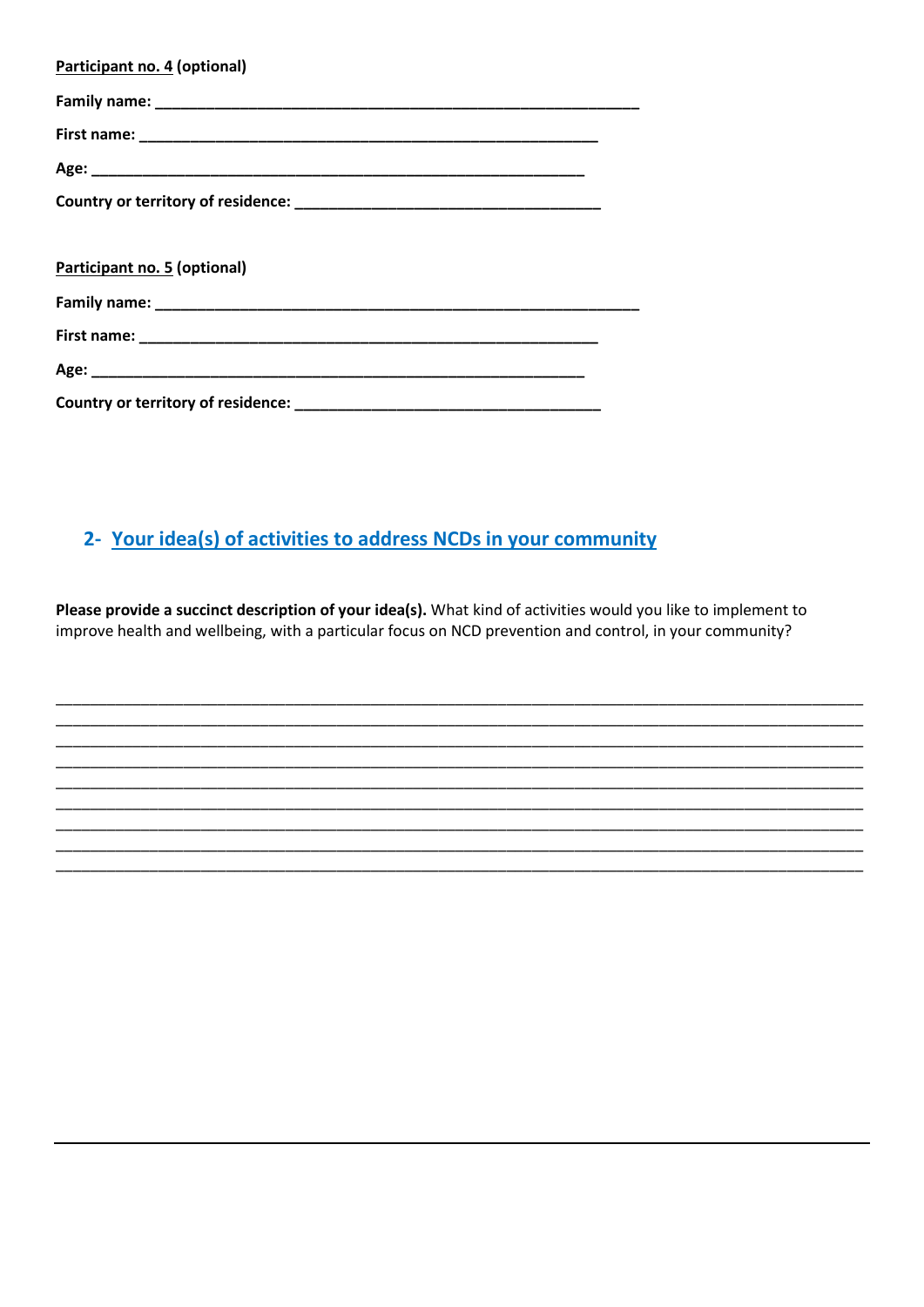**Participant no. 4 (optional)**

**Family name:** ___________________________________________________________

**First name:** _______________________________________________________

**Age:** ___________________________________________________________

**Country or territory of residence:** _____________________________________

**Participant no. 5 (optional)**

**Family name:** ___________________________________________________________

**First name:** _______________________________________________________

**Age:** ___________________________________________________________

**Country or territory of residence:** _____________________________________

## 2- Your idea(s) of activities to address NCDs in your community

**Please provide a succinct description of your idea(s).** What kind of activities would you like to implement to improve health and wellbeing, with a particular focus on NCD prevention and control, in your community?

______________________________________________________________________________________________
______________________________________________________________________________________________
______________________________________________________________________________________________
______________________________________________________________________________________________
______________________________________________________________________________________________
______________________________________________________________________________________________
______________________________________________________________________________________________
______________________________________________________________________________________________
______________________________________________________________________________________________